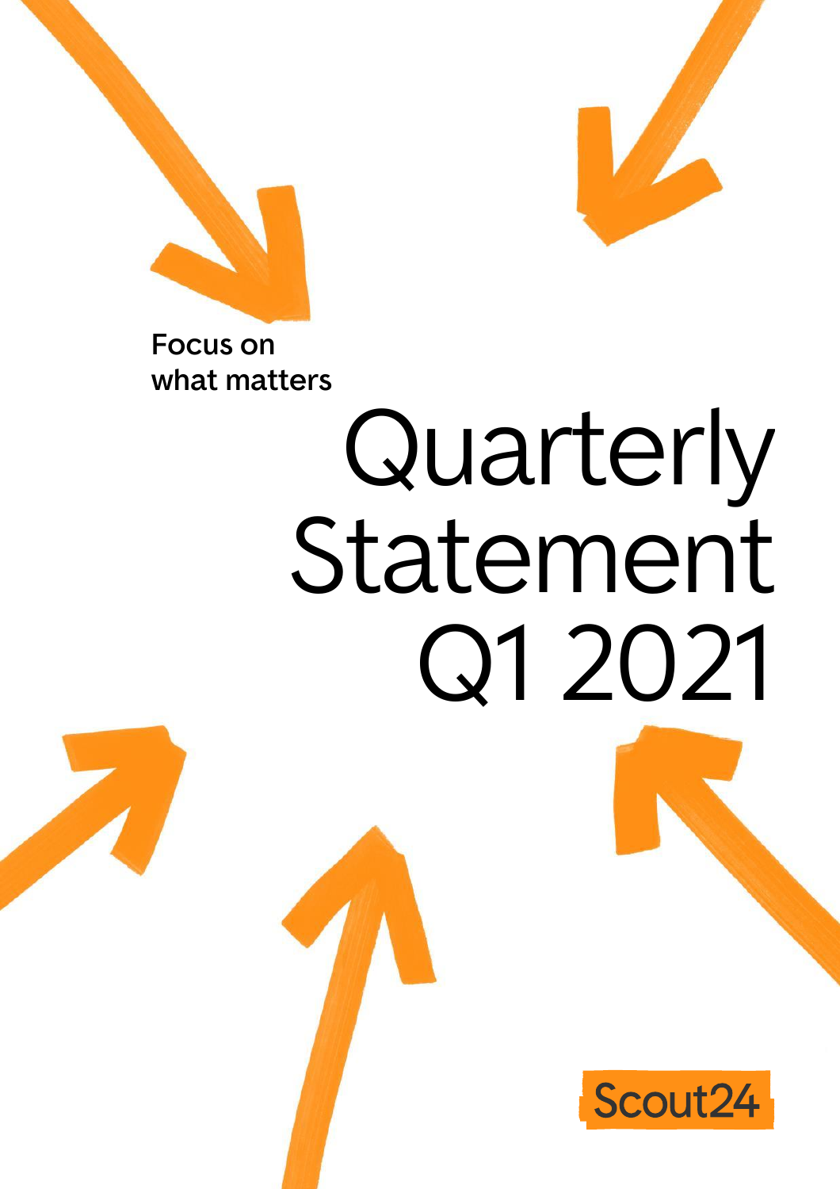Focus on what matters

# Quarterly Statement Q1 2021

Scout24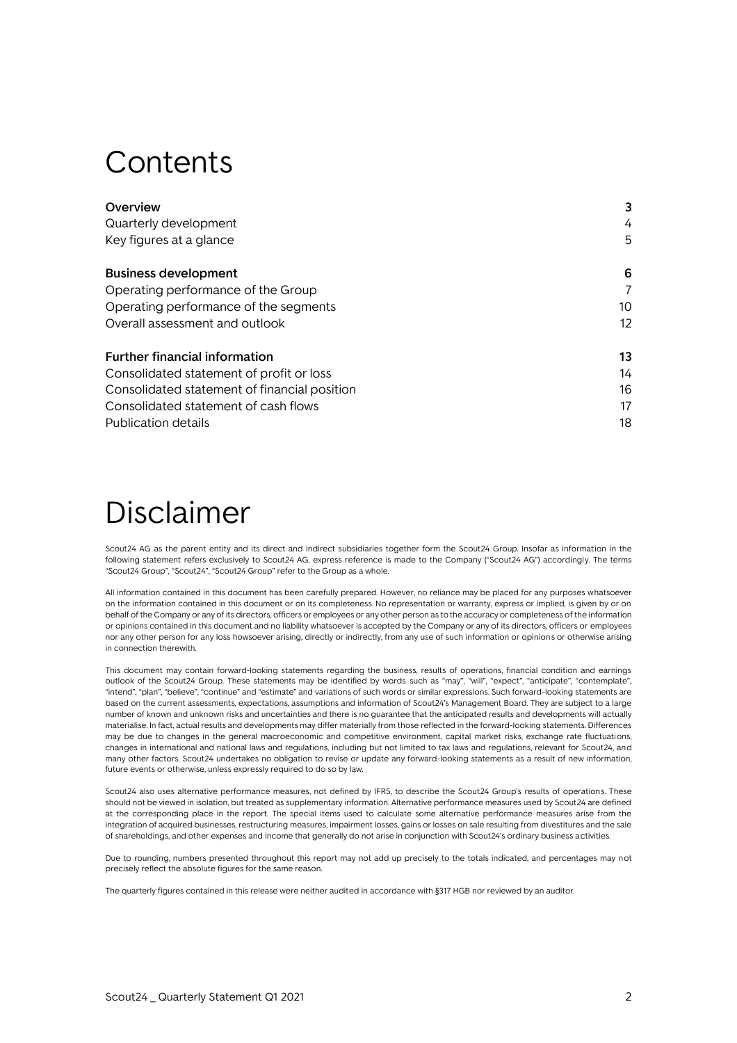# Contents

| | |
|---|---|
| **Overview** | **3** |
| Quarterly development | 4 |
| Key figures at a glance | 5 |
| **Business development** | **6** |
| Operating performance of the Group | 7 |
| Operating performance of the segments | 10 |
| Overall assessment and outlook | 12 |
| **Further financial information** | **13** |
| Consolidated statement of profit or loss | 14 |
| Consolidated statement of financial position | 16 |
| Consolidated statement of cash flows | 17 |
| Publication details | 18 |

# Disclaimer

Scout24 AG as the parent entity and its direct and indirect subsidiaries together form the Scout24 Group. Insofar as information in the following statement refers exclusively to Scout24 AG, express reference is made to the Company ("Scout24 AG") accordingly. The terms "Scout24 Group", "Scout24", "Scout24 Group" refer to the Group as a whole.

All information contained in this document has been carefully prepared. However, no reliance may be placed for any purposes whatsoever on the information contained in this document or on its completeness. No representation or warranty, express or implied, is given by or on behalf of the Company or any of its directors, officers or employees or any other person as to the accuracy or completeness of the information or opinions contained in this document and no liability whatsoever is accepted by the Company or any of its directors, officers or employees nor any other person for any loss howsoever arising, directly or indirectly, from any use of such information or opinions or otherwise arising in connection therewith.

This document may contain forward-looking statements regarding the business, results of operations, financial condition and earnings outlook of the Scout24 Group. These statements may be identified by words such as "may", "will", "expect", "anticipate", "contemplate", "intend", "plan", "believe", "continue" and "estimate" and variations of such words or similar expressions. Such forward-looking statements are based on the current assessments, expectations, assumptions and information of Scout24's Management Board. They are subject to a large number of known and unknown risks and uncertainties and there is no guarantee that the anticipated results and developments will actually materialise. In fact, actual results and developments may differ materially from those reflected in the forward-looking statements. Differences may be due to changes in the general macroeconomic and competitive environment, capital market risks, exchange rate fluctuations, changes in international and national laws and regulations, including but not limited to tax laws and regulations, relevant for Scout24, and many other factors. Scout24 undertakes no obligation to revise or update any forward-looking statements as a result of new information, future events or otherwise, unless expressly required to do so by law.

Scout24 also uses alternative performance measures, not defined by IFRS, to describe the Scout24 Group's results of operations. These should not be viewed in isolation, but treated as supplementary information. Alternative performance measures used by Scout24 are defined at the corresponding place in the report. The special items used to calculate some alternative performance measures arise from the integration of acquired businesses, restructuring measures, impairment losses, gains or losses on sale resulting from divestitures and the sale of shareholdings, and other expenses and income that generally do not arise in conjunction with Scout24's ordinary business activities.

Due to rounding, numbers presented throughout this report may not add up precisely to the totals indicated, and percentages may not precisely reflect the absolute figures for the same reason.

The quarterly figures contained in this release were neither audited in accordance with §317 HGB nor reviewed by an auditor.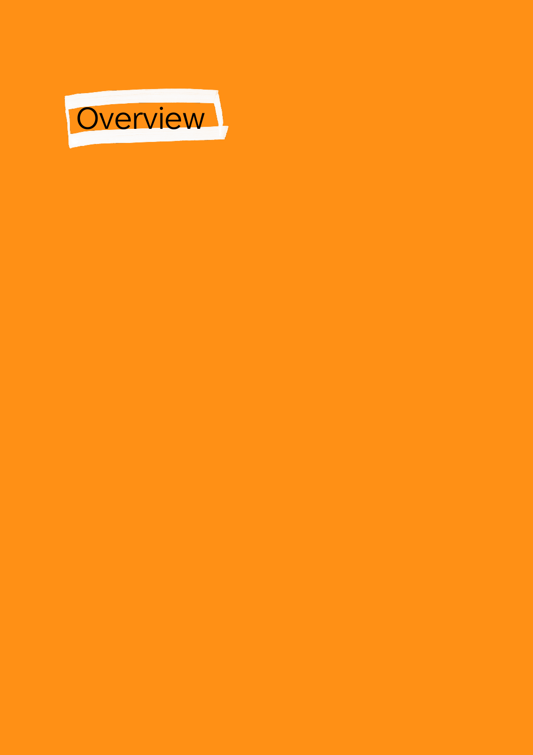# Overview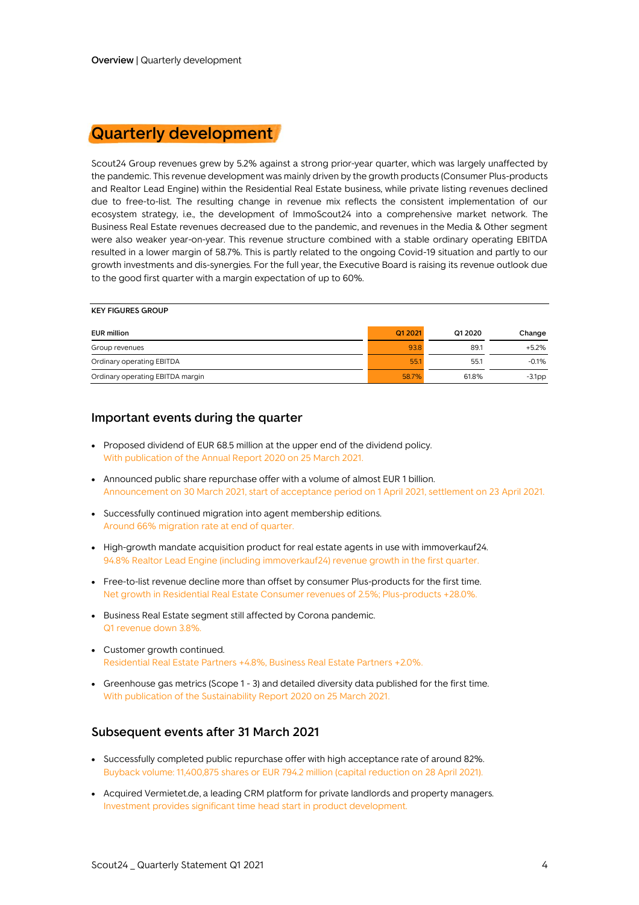# Quarterly development

Scout24 Group revenues grew by 5.2% against a strong prior-year quarter, which was largely unaffected by the pandemic. This revenue development was mainly driven by the growth products (Consumer Plus-products and Realtor Lead Engine) within the Residential Real Estate business, while private listing revenues declined due to free-to-list. The resulting change in revenue mix reflects the consistent implementation of our ecosystem strategy, i.e., the development of ImmoScout24 into a comprehensive market network. The Business Real Estate revenues decreased due to the pandemic, and revenues in the Media & Other segment were also weaker year-on-year. This revenue structure combined with a stable ordinary operating EBITDA resulted in a lower margin of 58.7%. This is partly related to the ongoing Covid-19 situation and partly to our growth investments and dis-synergies. For the full year, the Executive Board is raising its revenue outlook due to the good first quarter with a margin expectation of up to 60%.

**KEY FIGURES GROUP**

| EUR million | Q1 2021 | Q1 2020 | Change |
|---|---|---|---|
| Group revenues | 93.8 | 89.1 | +5.2% |
| Ordinary operating EBITDA | 55.1 | 55.1 | -0.1% |
| Ordinary operating EBITDA margin | 58.7% | 61.8% | -3.1pp |

## Important events during the quarter

- Proposed dividend of EUR 68.5 million at the upper end of the dividend policy.
  With publication of the Annual Report 2020 on 25 March 2021.
- Announced public share repurchase offer with a volume of almost EUR 1 billion.
  Announcement on 30 March 2021, start of acceptance period on 1 April 2021, settlement on 23 April 2021.
- Successfully continued migration into agent membership editions.
  Around 66% migration rate at end of quarter.
- High-growth mandate acquisition product for real estate agents in use with immoverkauf24.
  94.8% Realtor Lead Engine (including immoverkauf24) revenue growth in the first quarter.
- Free-to-list revenue decline more than offset by consumer Plus-products for the first time.
  Net growth in Residential Real Estate Consumer revenues of 2.5%; Plus-products +28.0%.
- Business Real Estate segment still affected by Corona pandemic.
  Q1 revenue down 3.8%.
- Customer growth continued.
  Residential Real Estate Partners +4.8%, Business Real Estate Partners +2.0%.
- Greenhouse gas metrics (Scope 1 - 3) and detailed diversity data published for the first time.
  With publication of the Sustainability Report 2020 on 25 March 2021.

## Subsequent events after 31 March 2021

- Successfully completed public repurchase offer with high acceptance rate of around 82%.
  Buyback volume: 11,400,875 shares or EUR 794.2 million (capital reduction on 28 April 2021).
- Acquired Vermietet.de, a leading CRM platform for private landlords and property managers.
  Investment provides significant time head start in product development.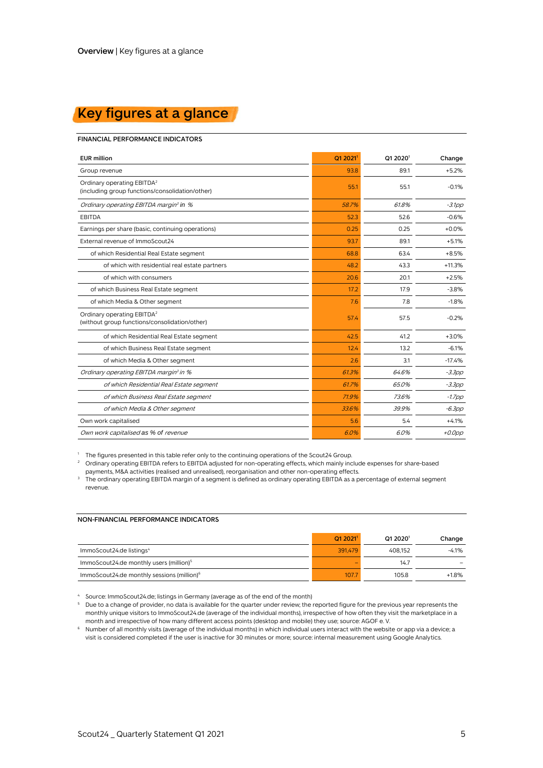# Key figures at a glance

## FINANCIAL PERFORMANCE INDICATORS

| EUR million | Q1 2021[1] | Q1 2020[1] | Change |
|---|---|---|---|
| Group revenue | 93.8 | 89.1 | +5.2% |
| Ordinary operating EBITDA[2] (including group functions/consolidation/other) | 55.1 | 55.1 | -0.1% |
| *Ordinary operating EBITDA margin[3] in %* | *58.7%* | *61.8%* | *-3.1pp* |
| EBITDA | 52.3 | 52.6 | -0.6% |
| Earnings per share (basic, continuing operations) | 0.25 | 0.25 | +0.0% |
| External revenue of ImmoScout24 | 93.7 | 89.1 | +5.1% |
| of which Residential Real Estate segment | 68.8 | 63.4 | +8.5% |
| of which with residential real estate partners | 48.2 | 43.3 | +11.3% |
| of which with consumers | 20.6 | 20.1 | +2.5% |
| of which Business Real Estate segment | 17.2 | 17.9 | -3.8% |
| of which Media & Other segment | 7.6 | 7.8 | -1.8% |
| Ordinary operating EBITDA[2] (without group functions/consolidation/other) | 57.4 | 57.5 | -0.2% |
| of which Residential Real Estate segment | 42.5 | 41.2 | +3.0% |
| of which Business Real Estate segment | 12.4 | 13.2 | -6.1% |
| of which Media & Other segment | 2.6 | 3.1 | -17.4% |
| *Ordinary operating EBITDA margin[3] in %* | *61.3%* | *64.6%* | *-3.3pp* |
| *of which Residential Real Estate segment* | *61.7%* | *65.0%* | *-3.3pp* |
| *of which Business Real Estate segment* | *71.9%* | *73.6%* | *-1.7pp* |
| *of which Media & Other segment* | *33.6%* | *39.9%* | *-6.3pp* |
| Own work capitalised | 5.6 | 5.4 | +4.1% |
| *Own work capitalised as % of revenue* | *6.0%* | *6.0%* | *+0.0pp* |

[1] The figures presented in this table refer only to the continuing operations of the Scout24 Group.
[2] Ordinary operating EBITDA refers to EBITDA adjusted for non-operating effects, which mainly include expenses for share-based payments, M&A activities (realised and unrealised), reorganisation and other non-operating effects.
[3] The ordinary operating EBITDA margin of a segment is defined as ordinary operating EBITDA as a percentage of external segment revenue.

## NON-FINANCIAL PERFORMANCE INDICATORS

| | Q1 2021[1] | Q1 2020[1] | Change |
|---|---|---|---|
| ImmoScout24.de listings[4] | 391,479 | 408,152 | -4.1% |
| ImmoScout24.de monthly users (million)[5] | – | 14.7 | – |
| ImmoScout24.de monthly sessions (million)[6] | 107.7 | 105.8 | +1.8% |

[4] Source: ImmoScout24.de; listings in Germany (average as of the end of the month)
[5] Due to a change of provider, no data is available for the quarter under review; the reported figure for the previous year represents the monthly unique visitors to ImmoScout24.de (average of the individual months), irrespective of how often they visit the marketplace in a month and irrespective of how many different access points (desktop and mobile) they use; source: AGOF e. V.
[6] Number of all monthly visits (average of the individual months) in which individual users interact with the website or app via a device; a visit is considered completed if the user is inactive for 30 minutes or more; source: internal measurement using Google Analytics.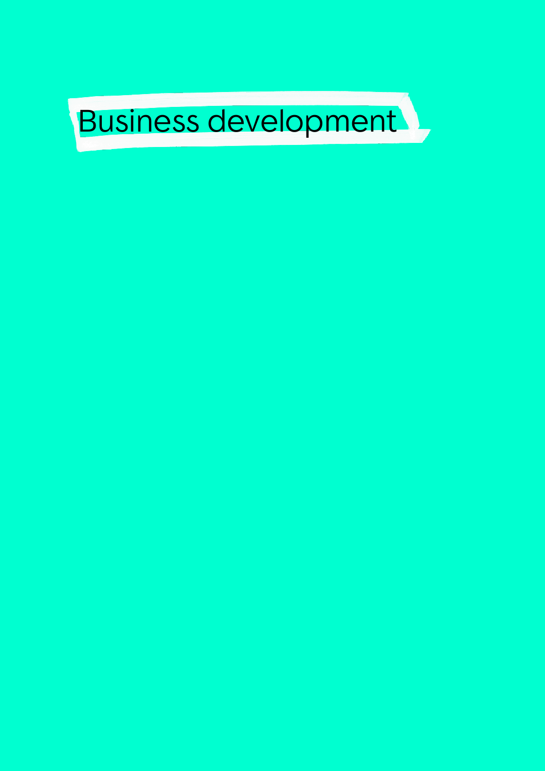# Business development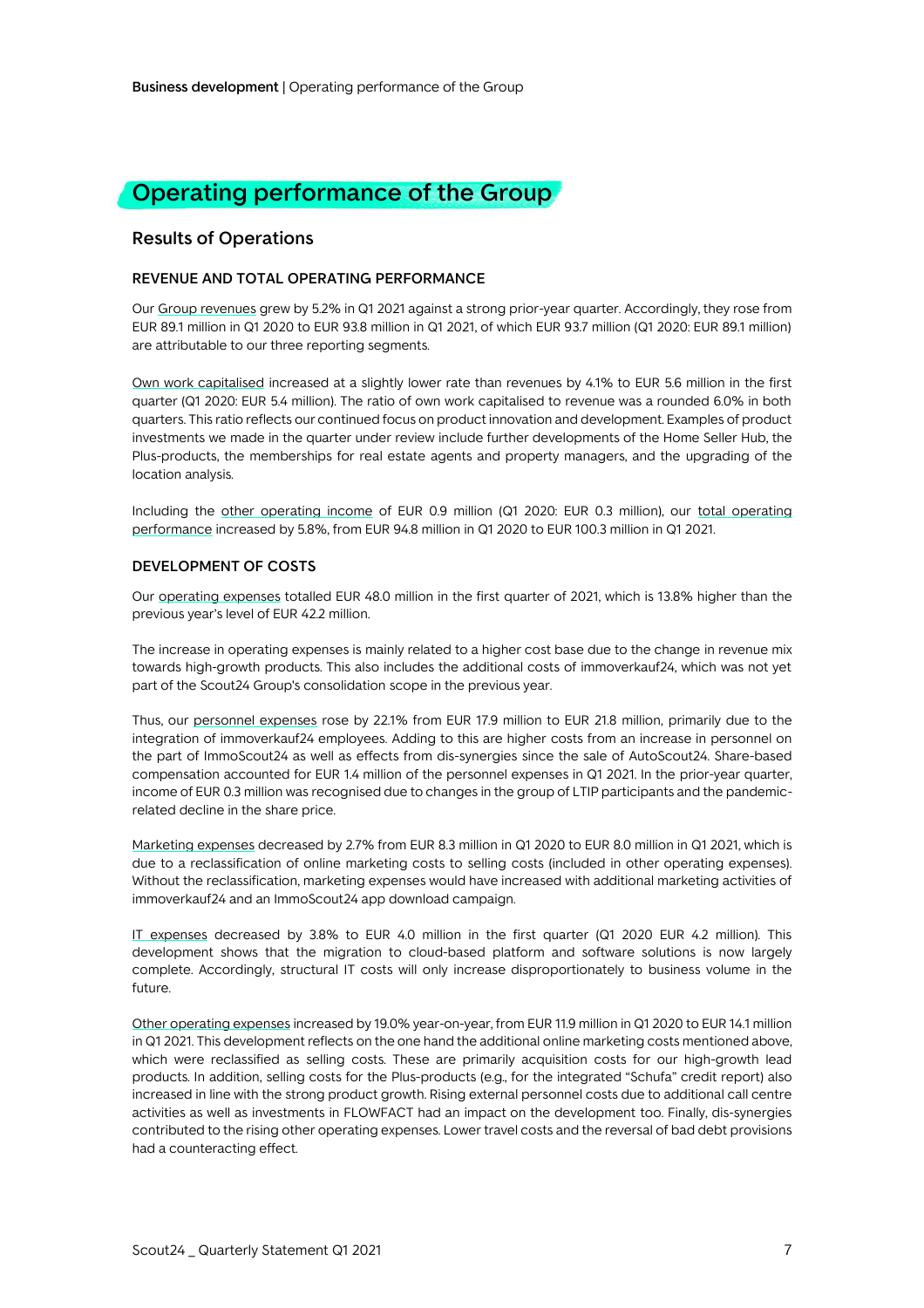# Operating performance of the Group

## Results of Operations

### REVENUE AND TOTAL OPERATING PERFORMANCE

Our Group revenues grew by 5.2% in Q1 2021 against a strong prior-year quarter. Accordingly, they rose from EUR 89.1 million in Q1 2020 to EUR 93.8 million in Q1 2021, of which EUR 93.7 million (Q1 2020: EUR 89.1 million) are attributable to our three reporting segments.

Own work capitalised increased at a slightly lower rate than revenues by 4.1% to EUR 5.6 million in the first quarter (Q1 2020: EUR 5.4 million). The ratio of own work capitalised to revenue was a rounded 6.0% in both quarters. This ratio reflects our continued focus on product innovation and development. Examples of product investments we made in the quarter under review include further developments of the Home Seller Hub, the Plus-products, the memberships for real estate agents and property managers, and the upgrading of the location analysis.

Including the other operating income of EUR 0.9 million (Q1 2020: EUR 0.3 million), our total operating performance increased by 5.8%, from EUR 94.8 million in Q1 2020 to EUR 100.3 million in Q1 2021.

### DEVELOPMENT OF COSTS

Our operating expenses totalled EUR 48.0 million in the first quarter of 2021, which is 13.8% higher than the previous year's level of EUR 42.2 million.

The increase in operating expenses is mainly related to a higher cost base due to the change in revenue mix towards high-growth products. This also includes the additional costs of immoverkauf24, which was not yet part of the Scout24 Group's consolidation scope in the previous year.

Thus, our personnel expenses rose by 22.1% from EUR 17.9 million to EUR 21.8 million, primarily due to the integration of immoverkauf24 employees. Adding to this are higher costs from an increase in personnel on the part of ImmoScout24 as well as effects from dis-synergies since the sale of AutoScout24. Share-based compensation accounted for EUR 1.4 million of the personnel expenses in Q1 2021. In the prior-year quarter, income of EUR 0.3 million was recognised due to changes in the group of LTIP participants and the pandemic-related decline in the share price.

Marketing expenses decreased by 2.7% from EUR 8.3 million in Q1 2020 to EUR 8.0 million in Q1 2021, which is due to a reclassification of online marketing costs to selling costs (included in other operating expenses). Without the reclassification, marketing expenses would have increased with additional marketing activities of immoverkauf24 and an ImmoScout24 app download campaign.

IT expenses decreased by 3.8% to EUR 4.0 million in the first quarter (Q1 2020 EUR 4.2 million). This development shows that the migration to cloud-based platform and software solutions is now largely complete. Accordingly, structural IT costs will only increase disproportionately to business volume in the future.

Other operating expenses increased by 19.0% year-on-year, from EUR 11.9 million in Q1 2020 to EUR 14.1 million in Q1 2021. This development reflects on the one hand the additional online marketing costs mentioned above, which were reclassified as selling costs. These are primarily acquisition costs for our high-growth lead products. In addition, selling costs for the Plus-products (e.g., for the integrated "Schufa" credit report) also increased in line with the strong product growth. Rising external personnel costs due to additional call centre activities as well as investments in FLOWFACT had an impact on the development too. Finally, dis-synergies contributed to the rising other operating expenses. Lower travel costs and the reversal of bad debt provisions had a counteracting effect.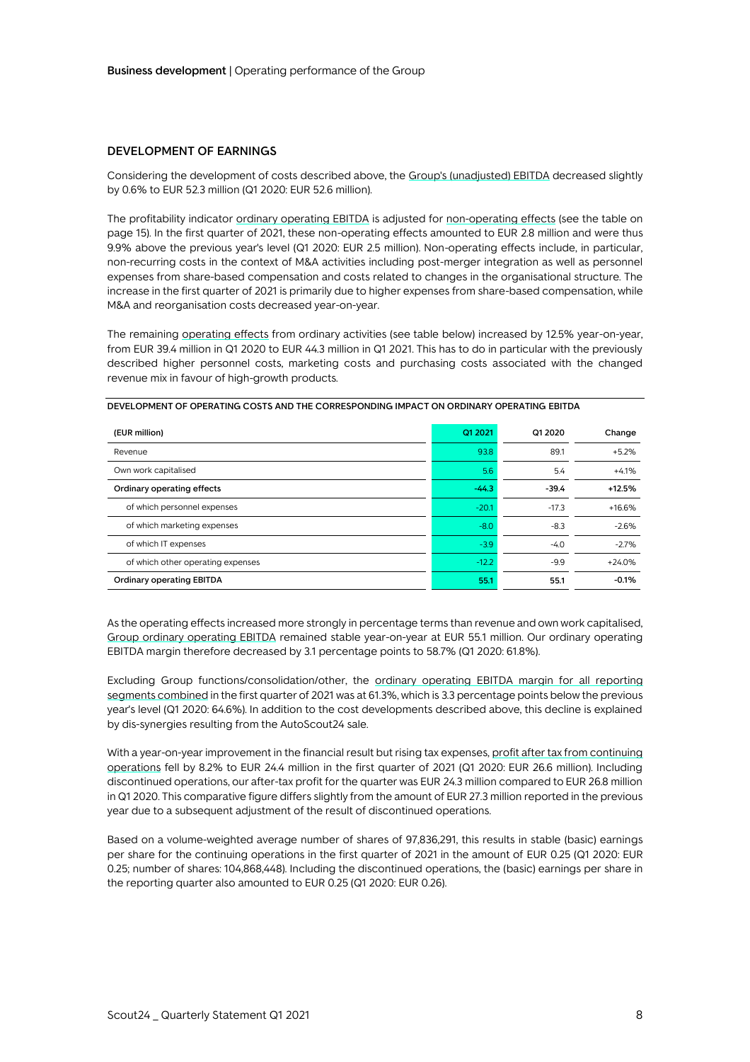## DEVELOPMENT OF EARNINGS

Considering the development of costs described above, the Group's (unadjusted) EBITDA decreased slightly by 0.6% to EUR 52.3 million (Q1 2020: EUR 52.6 million).

The profitability indicator ordinary operating EBITDA is adjusted for non-operating effects (see the table on page 15). In the first quarter of 2021, these non-operating effects amounted to EUR 2.8 million and were thus 9.9% above the previous year's level (Q1 2020: EUR 2.5 million). Non-operating effects include, in particular, non-recurring costs in the context of M&A activities including post-merger integration as well as personnel expenses from share-based compensation and costs related to changes in the organisational structure. The increase in the first quarter of 2021 is primarily due to higher expenses from share-based compensation, while M&A and reorganisation costs decreased year-on-year.

The remaining operating effects from ordinary activities (see table below) increased by 12.5% year-on-year, from EUR 39.4 million in Q1 2020 to EUR 44.3 million in Q1 2021. This has to do in particular with the previously described higher personnel costs, marketing costs and purchasing costs associated with the changed revenue mix in favour of high-growth products.

**DEVELOPMENT OF OPERATING COSTS AND THE CORRESPONDING IMPACT ON ORDINARY OPERATING EBITDA**

| (EUR million) | Q1 2021 | Q1 2020 | Change |
|---|---|---|---|
| Revenue | 93.8 | 89.1 | +5.2% |
| Own work capitalised | 5.6 | 5.4 | +4.1% |
| **Ordinary operating effects** | **-44.3** | **-39.4** | **+12.5%** |
| of which personnel expenses | -20.1 | -17.3 | +16.6% |
| of which marketing expenses | -8.0 | -8.3 | -2.6% |
| of which IT expenses | -3.9 | -4.0 | -2.7% |
| of which other operating expenses | -12.2 | -9.9 | +24.0% |
| **Ordinary operating EBITDA** | **55.1** | **55.1** | **-0.1%** |

As the operating effects increased more strongly in percentage terms than revenue and own work capitalised, Group ordinary operating EBITDA remained stable year-on-year at EUR 55.1 million. Our ordinary operating EBITDA margin therefore decreased by 3.1 percentage points to 58.7% (Q1 2020: 61.8%).

Excluding Group functions/consolidation/other, the ordinary operating EBITDA margin for all reporting segments combined in the first quarter of 2021 was at 61.3%, which is 3.3 percentage points below the previous year's level (Q1 2020: 64.6%). In addition to the cost developments described above, this decline is explained by dis-synergies resulting from the AutoScout24 sale.

With a year-on-year improvement in the financial result but rising tax expenses, profit after tax from continuing operations fell by 8.2% to EUR 24.4 million in the first quarter of 2021 (Q1 2020: EUR 26.6 million). Including discontinued operations, our after-tax profit for the quarter was EUR 24.3 million compared to EUR 26.8 million in Q1 2020. This comparative figure differs slightly from the amount of EUR 27.3 million reported in the previous year due to a subsequent adjustment of the result of discontinued operations.

Based on a volume-weighted average number of shares of 97,836,291, this results in stable (basic) earnings per share for the continuing operations in the first quarter of 2021 in the amount of EUR 0.25 (Q1 2020: EUR 0.25; number of shares: 104,868,448). Including the discontinued operations, the (basic) earnings per share in the reporting quarter also amounted to EUR 0.25 (Q1 2020: EUR 0.26).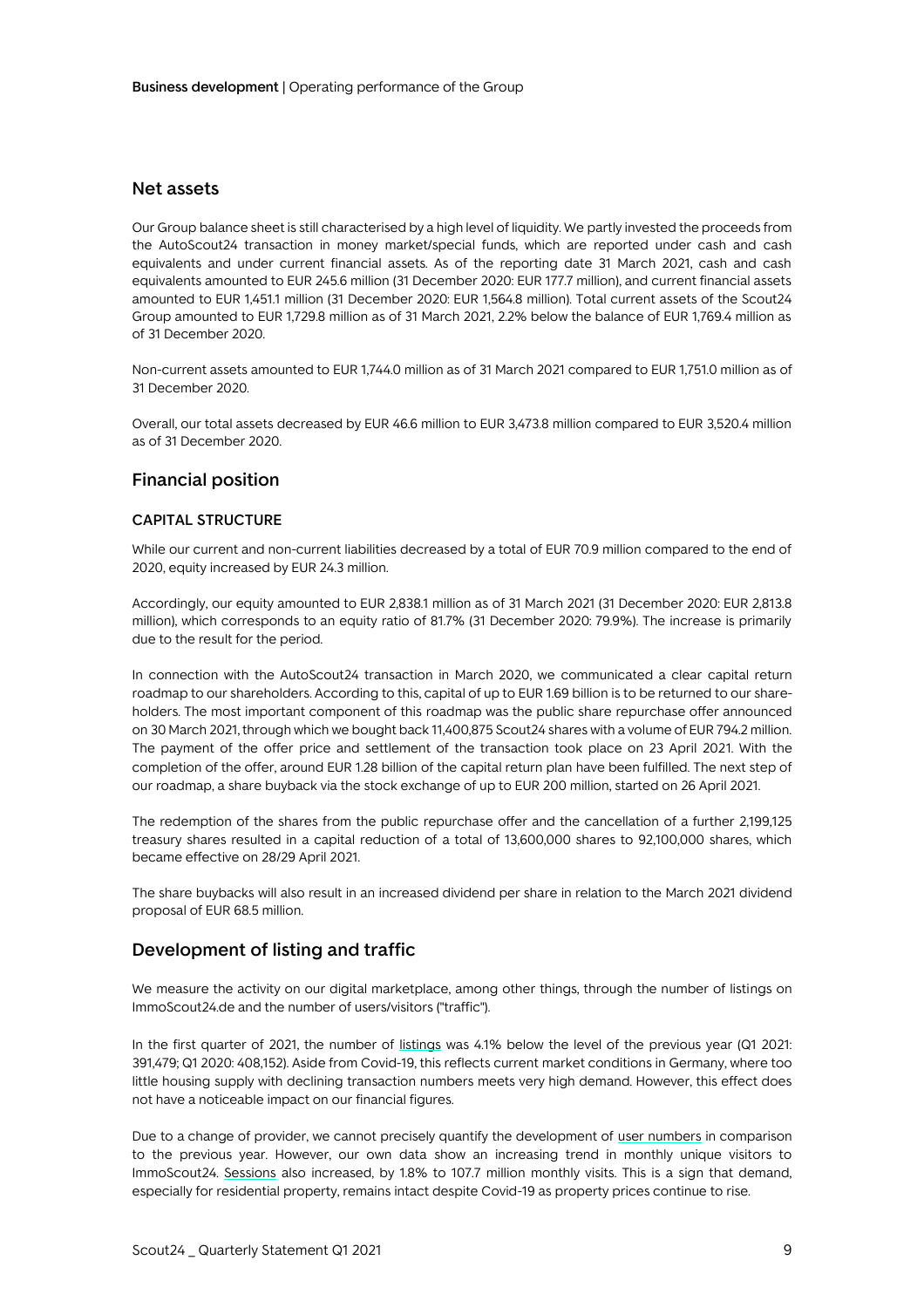## Net assets

Our Group balance sheet is still characterised by a high level of liquidity. We partly invested the proceeds from the AutoScout24 transaction in money market/special funds, which are reported under cash and cash equivalents and under current financial assets. As of the reporting date 31 March 2021, cash and cash equivalents amounted to EUR 245.6 million (31 December 2020: EUR 177.7 million), and current financial assets amounted to EUR 1,451.1 million (31 December 2020: EUR 1,564.8 million). Total current assets of the Scout24 Group amounted to EUR 1,729.8 million as of 31 March 2021, 2.2% below the balance of EUR 1,769.4 million as of 31 December 2020.

Non-current assets amounted to EUR 1,744.0 million as of 31 March 2021 compared to EUR 1,751.0 million as of 31 December 2020.

Overall, our total assets decreased by EUR 46.6 million to EUR 3,473.8 million compared to EUR 3,520.4 million as of 31 December 2020.

## Financial position

### CAPITAL STRUCTURE

While our current and non-current liabilities decreased by a total of EUR 70.9 million compared to the end of 2020, equity increased by EUR 24.3 million.

Accordingly, our equity amounted to EUR 2,838.1 million as of 31 March 2021 (31 December 2020: EUR 2,813.8 million), which corresponds to an equity ratio of 81.7% (31 December 2020: 79.9%). The increase is primarily due to the result for the period.

In connection with the AutoScout24 transaction in March 2020, we communicated a clear capital return roadmap to our shareholders. According to this, capital of up to EUR 1.69 billion is to be returned to our shareholders. The most important component of this roadmap was the public share repurchase offer announced on 30 March 2021, through which we bought back 11,400,875 Scout24 shares with a volume of EUR 794.2 million. The payment of the offer price and settlement of the transaction took place on 23 April 2021. With the completion of the offer, around EUR 1.28 billion of the capital return plan have been fulfilled. The next step of our roadmap, a share buyback via the stock exchange of up to EUR 200 million, started on 26 April 2021.

The redemption of the shares from the public repurchase offer and the cancellation of a further 2,199,125 treasury shares resulted in a capital reduction of a total of 13,600,000 shares to 92,100,000 shares, which became effective on 28/29 April 2021.

The share buybacks will also result in an increased dividend per share in relation to the March 2021 dividend proposal of EUR 68.5 million.

## Development of listing and traffic

We measure the activity on our digital marketplace, among other things, through the number of listings on ImmoScout24.de and the number of users/visitors ("traffic").

In the first quarter of 2021, the number of listings was 4.1% below the level of the previous year (Q1 2021: 391,479; Q1 2020: 408,152). Aside from Covid-19, this reflects current market conditions in Germany, where too little housing supply with declining transaction numbers meets very high demand. However, this effect does not have a noticeable impact on our financial figures.

Due to a change of provider, we cannot precisely quantify the development of user numbers in comparison to the previous year. However, our own data show an increasing trend in monthly unique visitors to ImmoScout24. Sessions also increased, by 1.8% to 107.7 million monthly visits. This is a sign that demand, especially for residential property, remains intact despite Covid-19 as property prices continue to rise.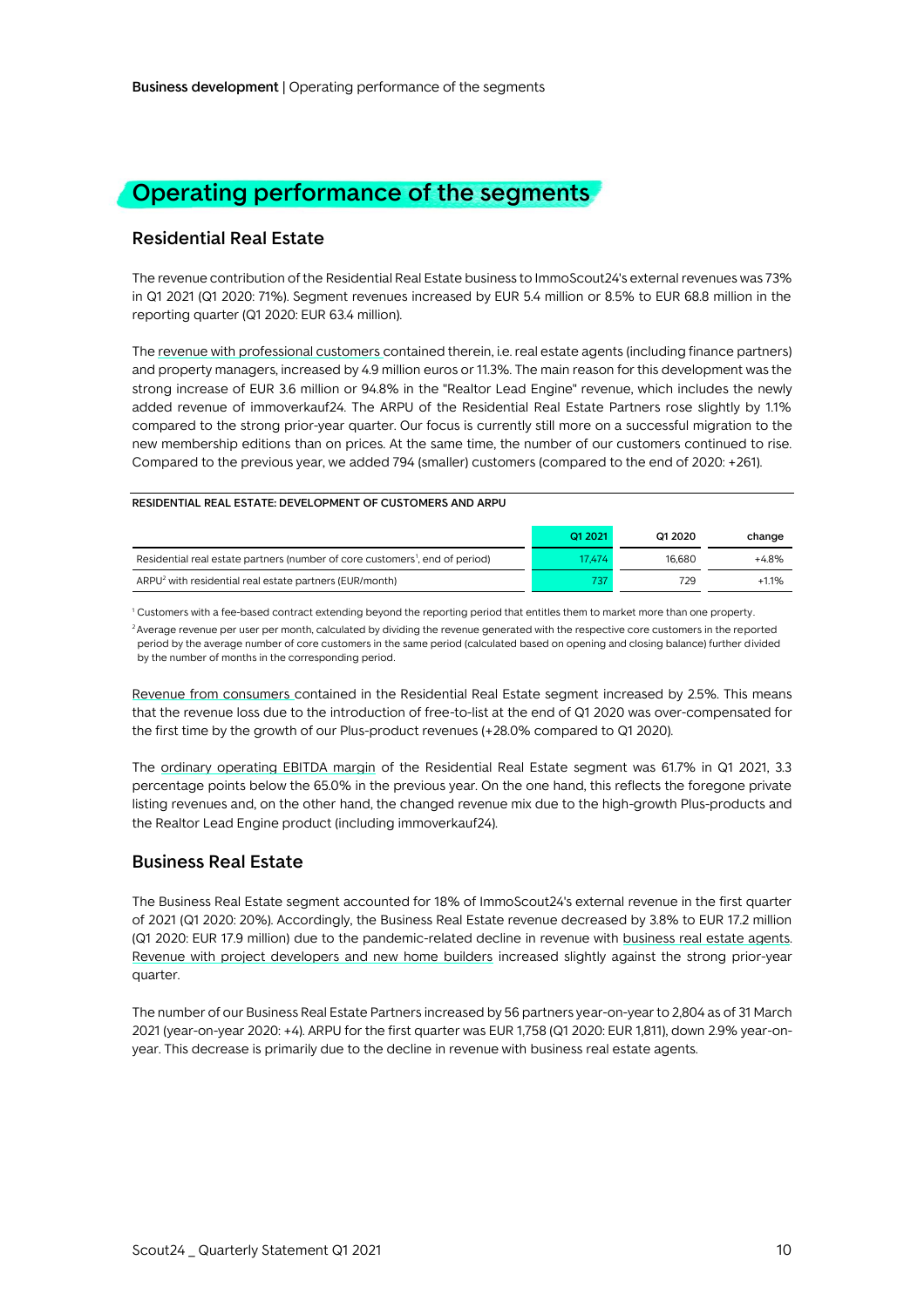# Operating performance of the segments

## Residential Real Estate

The revenue contribution of the Residential Real Estate business to ImmoScout24's external revenues was 73% in Q1 2021 (Q1 2020: 71%). Segment revenues increased by EUR 5.4 million or 8.5% to EUR 68.8 million in the reporting quarter (Q1 2020: EUR 63.4 million).

The revenue with professional customers contained therein, i.e. real estate agents (including finance partners) and property managers, increased by 4.9 million euros or 11.3%. The main reason for this development was the strong increase of EUR 3.6 million or 94.8% in the "Realtor Lead Engine" revenue, which includes the newly added revenue of immoverkauf24. The ARPU of the Residential Real Estate Partners rose slightly by 1.1% compared to the strong prior-year quarter. Our focus is currently still more on a successful migration to the new membership editions than on prices. At the same time, the number of our customers continued to rise. Compared to the previous year, we added 794 (smaller) customers (compared to the end of 2020: +261).

**RESIDENTIAL REAL ESTATE: DEVELOPMENT OF CUSTOMERS AND ARPU**

| | Q1 2021 | Q1 2020 | change |
|---|---|---|---|
| Residential real estate partners (number of core customers[1], end of period) | 17,474 | 16,680 | +4.8% |
| ARPU[2] with residential real estate partners (EUR/month) | 737 | 729 | +1.1% |

[1] Customers with a fee-based contract extending beyond the reporting period that entitles them to market more than one property.

[2] Average revenue per user per month, calculated by dividing the revenue generated with the respective core customers in the reported period by the average number of core customers in the same period (calculated based on opening and closing balance) further divided by the number of months in the corresponding period.

Revenue from consumers contained in the Residential Real Estate segment increased by 2.5%. This means that the revenue loss due to the introduction of free-to-list at the end of Q1 2020 was over-compensated for the first time by the growth of our Plus-product revenues (+28.0% compared to Q1 2020).

The ordinary operating EBITDA margin of the Residential Real Estate segment was 61.7% in Q1 2021, 3.3 percentage points below the 65.0% in the previous year. On the one hand, this reflects the foregone private listing revenues and, on the other hand, the changed revenue mix due to the high-growth Plus-products and the Realtor Lead Engine product (including immoverkauf24).

## Business Real Estate

The Business Real Estate segment accounted for 18% of ImmoScout24's external revenue in the first quarter of 2021 (Q1 2020: 20%). Accordingly, the Business Real Estate revenue decreased by 3.8% to EUR 17.2 million (Q1 2020: EUR 17.9 million) due to the pandemic-related decline in revenue with business real estate agents. Revenue with project developers and new home builders increased slightly against the strong prior-year quarter.

The number of our Business Real Estate Partners increased by 56 partners year-on-year to 2,804 as of 31 March 2021 (year-on-year 2020: +4). ARPU for the first quarter was EUR 1,758 (Q1 2020: EUR 1,811), down 2.9% year-on-year. This decrease is primarily due to the decline in revenue with business real estate agents.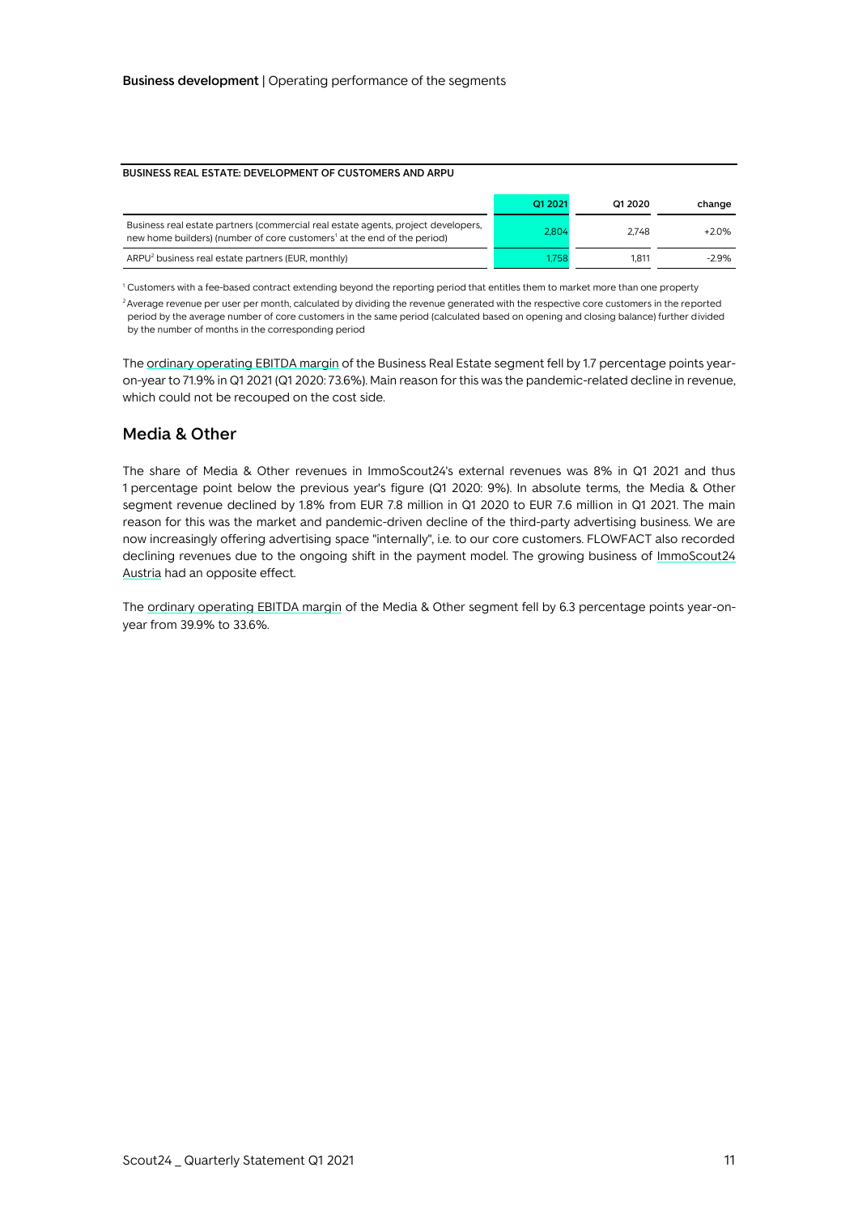**BUSINESS REAL ESTATE: DEVELOPMENT OF CUSTOMERS AND ARPU**

| | Q1 2021 | Q1 2020 | change |
|---|---|---|---|
| Business real estate partners (commercial real estate agents, project developers, new home builders) (number of core customers[1] at the end of the period) | 2,804 | 2,748 | +2.0% |
| ARPU[2] business real estate partners (EUR, monthly) | 1,758 | 1,811 | -2.9% |

[1] Customers with a fee-based contract extending beyond the reporting period that entitles them to market more than one property

[2] Average revenue per user per month, calculated by dividing the revenue generated with the respective core customers in the reported period by the average number of core customers in the same period (calculated based on opening and closing balance) further divided by the number of months in the corresponding period

The ordinary operating EBITDA margin of the Business Real Estate segment fell by 1.7 percentage points year-on-year to 71.9% in Q1 2021 (Q1 2020: 73.6%). Main reason for this was the pandemic-related decline in revenue, which could not be recouped on the cost side.

## Media & Other

The share of Media & Other revenues in ImmoScout24's external revenues was 8% in Q1 2021 and thus 1 percentage point below the previous year's figure (Q1 2020: 9%). In absolute terms, the Media & Other segment revenue declined by 1.8% from EUR 7.8 million in Q1 2020 to EUR 7.6 million in Q1 2021. The main reason for this was the market and pandemic-driven decline of the third-party advertising business. We are now increasingly offering advertising space "internally", i.e. to our core customers. FLOWFACT also recorded declining revenues due to the ongoing shift in the payment model. The growing business of ImmoScout24 Austria had an opposite effect.

The ordinary operating EBITDA margin of the Media & Other segment fell by 6.3 percentage points year-on-year from 39.9% to 33.6%.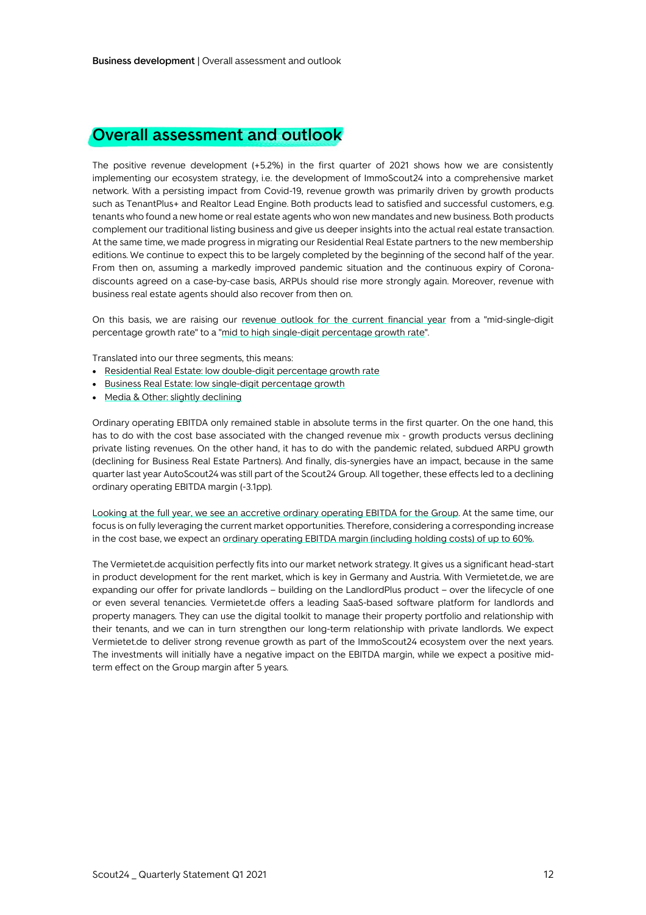# Overall assessment and outlook

The positive revenue development (+5.2%) in the first quarter of 2021 shows how we are consistently implementing our ecosystem strategy, i.e. the development of ImmoScout24 into a comprehensive market network. With a persisting impact from Covid-19, revenue growth was primarily driven by growth products such as TenantPlus+ and Realtor Lead Engine. Both products lead to satisfied and successful customers, e.g. tenants who found a new home or real estate agents who won new mandates and new business. Both products complement our traditional listing business and give us deeper insights into the actual real estate transaction. At the same time, we made progress in migrating our Residential Real Estate partners to the new membership editions. We continue to expect this to be largely completed by the beginning of the second half of the year. From then on, assuming a markedly improved pandemic situation and the continuous expiry of Corona-discounts agreed on a case-by-case basis, ARPUs should rise more strongly again. Moreover, revenue with business real estate agents should also recover from then on.

On this basis, we are raising our revenue outlook for the current financial year from a "mid-single-digit percentage growth rate" to a "mid to high single-digit percentage growth rate".

Translated into our three segments, this means:

- Residential Real Estate: low double-digit percentage growth rate
- Business Real Estate: low single-digit percentage growth
- Media & Other: slightly declining

Ordinary operating EBITDA only remained stable in absolute terms in the first quarter. On the one hand, this has to do with the cost base associated with the changed revenue mix - growth products versus declining private listing revenues. On the other hand, it has to do with the pandemic related, subdued ARPU growth (declining for Business Real Estate Partners). And finally, dis-synergies have an impact, because in the same quarter last year AutoScout24 was still part of the Scout24 Group. All together, these effects led to a declining ordinary operating EBITDA margin (-3.1pp).

Looking at the full year, we see an accretive ordinary operating EBITDA for the Group. At the same time, our focus is on fully leveraging the current market opportunities. Therefore, considering a corresponding increase in the cost base, we expect an ordinary operating EBITDA margin (including holding costs) of up to 60%.

The Vermietet.de acquisition perfectly fits into our market network strategy. It gives us a significant head-start in product development for the rent market, which is key in Germany and Austria. With Vermietet.de, we are expanding our offer for private landlords – building on the LandlordPlus product – over the lifecycle of one or even several tenancies. Vermietet.de offers a leading SaaS-based software platform for landlords and property managers. They can use the digital toolkit to manage their property portfolio and relationship with their tenants, and we can in turn strengthen our long-term relationship with private landlords. We expect Vermietet.de to deliver strong revenue growth as part of the ImmoScout24 ecosystem over the next years. The investments will initially have a negative impact on the EBITDA margin, while we expect a positive mid-term effect on the Group margin after 5 years.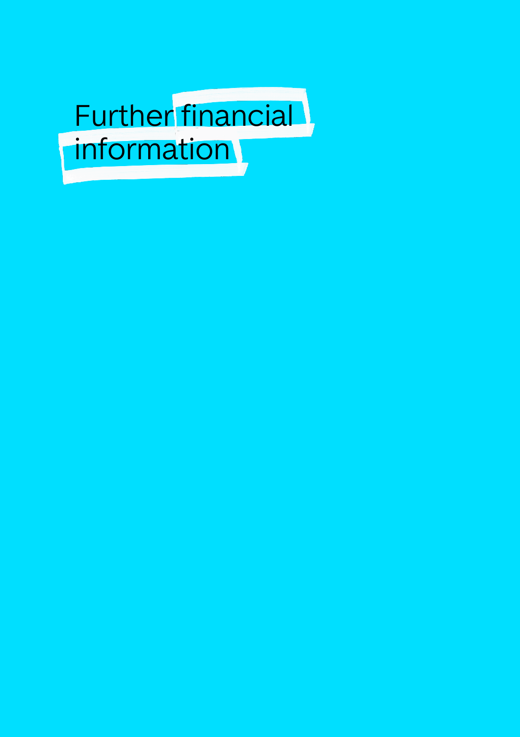# Further financial information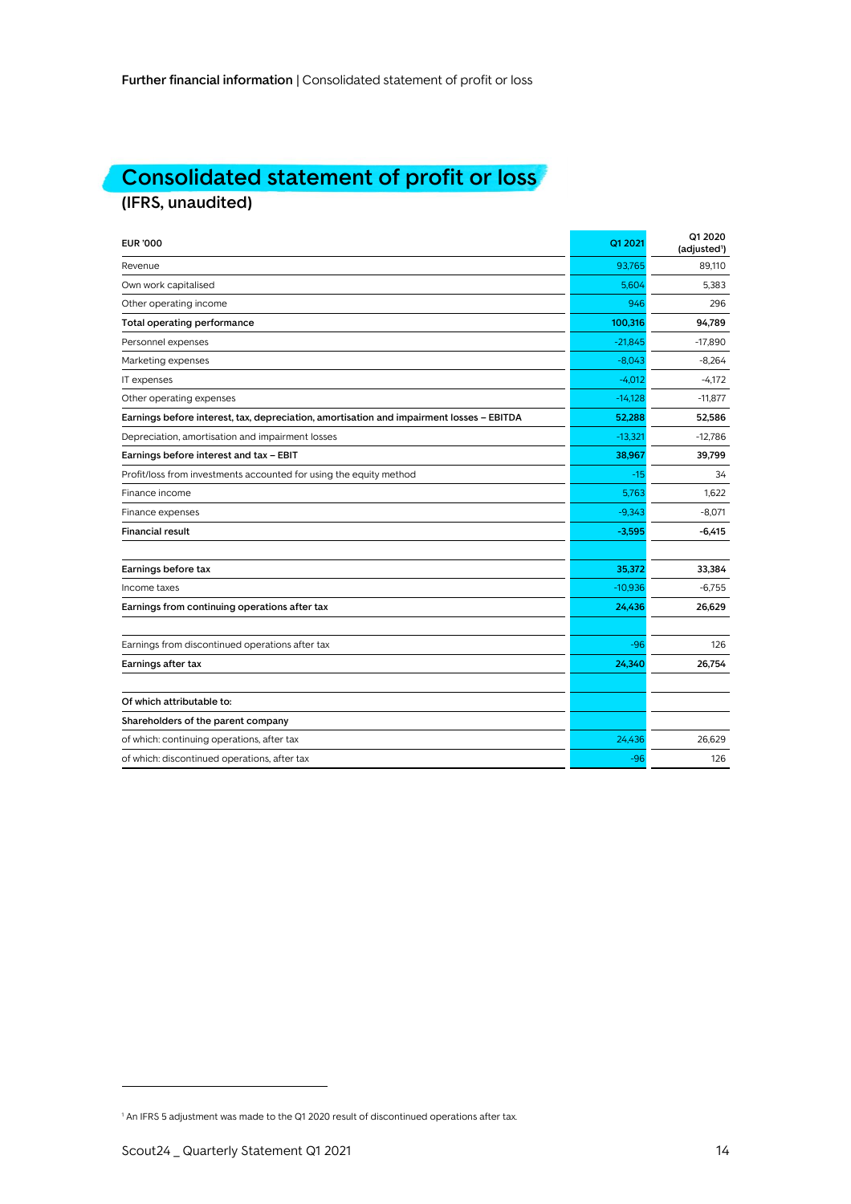# Consolidated statement of profit or loss

## (IFRS, unaudited)

| EUR '000 | Q1 2021 | Q1 2020 (adjusted[1]) |
|---|---|---|
| Revenue | 93,765 | 89,110 |
| Own work capitalised | 5,604 | 5,383 |
| Other operating income | 946 | 296 |
| **Total operating performance** | **100,316** | **94,789** |
| Personnel expenses | -21,845 | -17,890 |
| Marketing expenses | -8,043 | -8,264 |
| IT expenses | -4,012 | -4,172 |
| Other operating expenses | -14,128 | -11,877 |
| **Earnings before interest, tax, depreciation, amortisation and impairment losses – EBITDA** | **52,288** | **52,586** |
| Depreciation, amortisation and impairment losses | -13,321 | -12,786 |
| **Earnings before interest and tax – EBIT** | **38,967** | **39,799** |
| Profit/loss from investments accounted for using the equity method | -15 | 34 |
| Finance income | 5,763 | 1,622 |
| Finance expenses | -9,343 | -8,071 |
| **Financial result** | **-3,595** | **-6,415** |
| | | |
| **Earnings before tax** | **35,372** | **33,384** |
| Income taxes | -10,936 | -6,755 |
| **Earnings from continuing operations after tax** | **24,436** | **26,629** |
| | | |
| Earnings from discontinued operations after tax | -96 | 126 |
| **Earnings after tax** | **24,340** | **26,754** |
| | | |
| **Of which attributable to:** | | |
| **Shareholders of the parent company** | | |
| of which: continuing operations, after tax | 24,436 | 26,629 |
| of which: discontinued operations, after tax | -96 | 126 |

[1] An IFRS 5 adjustment was made to the Q1 2020 result of discontinued operations after tax.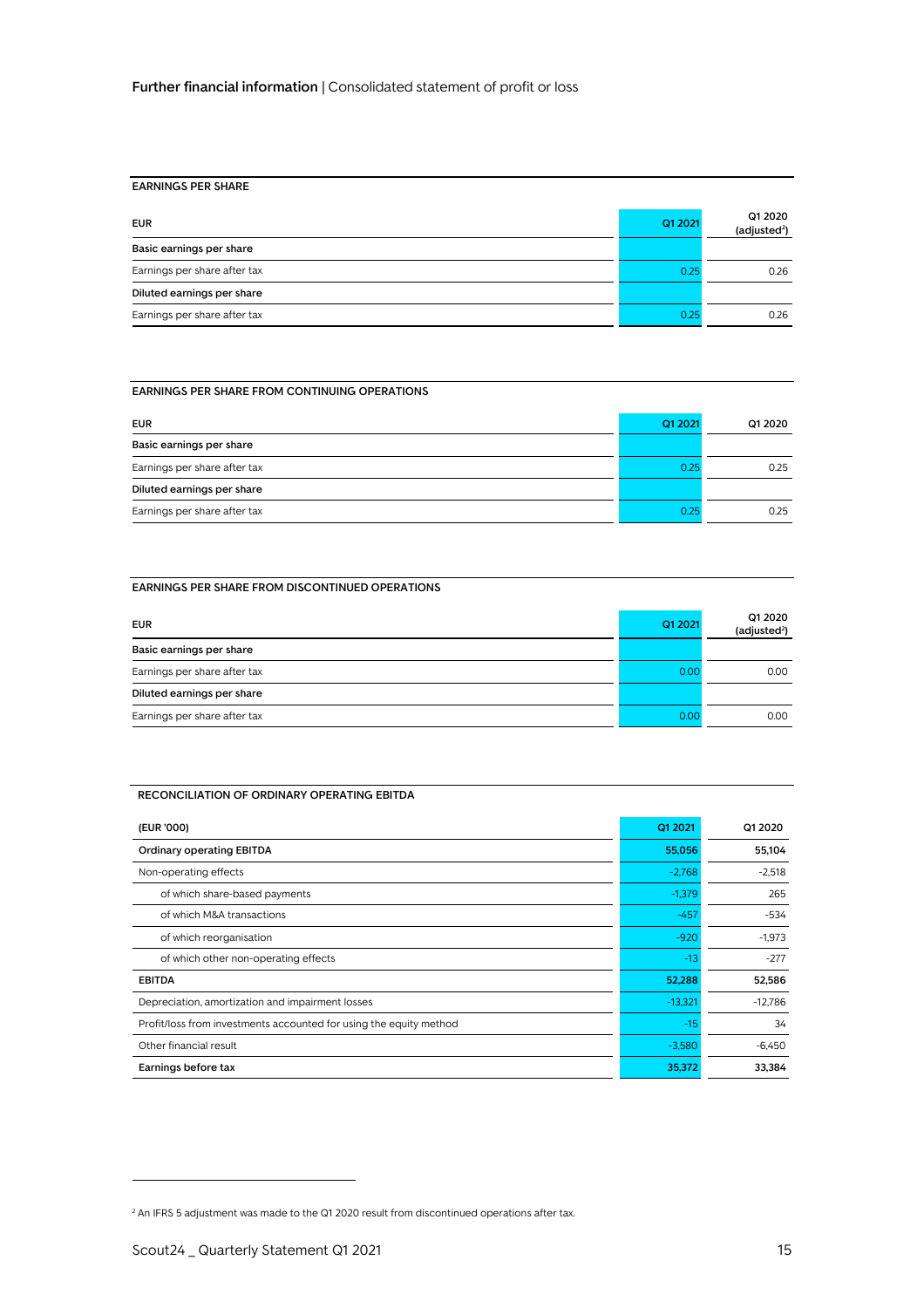## EARNINGS PER SHARE

| EUR | Q1 2021 | Q1 2020 (adjusted[2]) |
|---|---|---|
| **Basic earnings per share** | | |
| Earnings per share after tax | 0.25 | 0.26 |
| **Diluted earnings per share** | | |
| Earnings per share after tax | 0.25 | 0.26 |

## EARNINGS PER SHARE FROM CONTINUING OPERATIONS

| EUR | Q1 2021 | Q1 2020 |
|---|---|---|
| **Basic earnings per share** | | |
| Earnings per share after tax | 0.25 | 0.25 |
| **Diluted earnings per share** | | |
| Earnings per share after tax | 0.25 | 0.25 |

## EARNINGS PER SHARE FROM DISCONTINUED OPERATIONS

| EUR | Q1 2021 | Q1 2020 (adjusted[2]) |
|---|---|---|
| **Basic earnings per share** | | |
| Earnings per share after tax | 0.00 | 0.00 |
| **Diluted earnings per share** | | |
| Earnings per share after tax | 0.00 | 0.00 |

## RECONCILIATION OF ORDINARY OPERATING EBITDA

| (EUR '000) | Q1 2021 | Q1 2020 |
|---|---|---|
| **Ordinary operating EBITDA** | **55,056** | **55,104** |
| Non-operating effects | -2,768 | -2,518 |
| of which share-based payments | -1,379 | 265 |
| of which M&A transactions | -457 | -534 |
| of which reorganisation | -920 | -1,973 |
| of which other non-operating effects | -13 | -277 |
| **EBITDA** | **52,288** | **52,586** |
| Depreciation, amortization and impairment losses | -13,321 | -12,786 |
| Profit/loss from investments accounted for using the equity method | -15 | 34 |
| Other financial result | -3,580 | -6,450 |
| **Earnings before tax** | **35,372** | **33,384** |

[2] An IFRS 5 adjustment was made to the Q1 2020 result from discontinued operations after tax.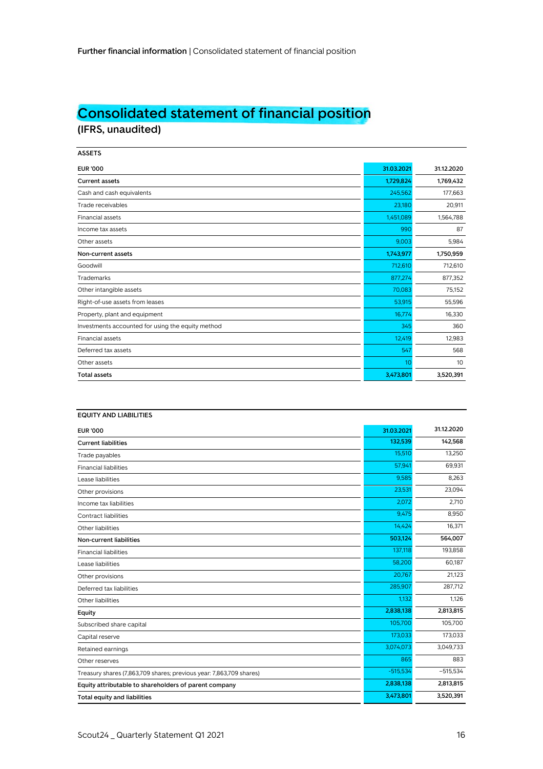# Consolidated statement of financial position

## (IFRS, unaudited)

ASSETS

| EUR '000 | 31.03.2021 | 31.12.2020 |
|---|---|---|
| **Current assets** | **1,729,824** | **1,769,432** |
| Cash and cash equivalents | 245,562 | 177,663 |
| Trade receivables | 23,180 | 20,911 |
| Financial assets | 1,451,089 | 1,564,788 |
| Income tax assets | 990 | 87 |
| Other assets | 9,003 | 5,984 |
| **Non-current assets** | **1,743,977** | **1,750,959** |
| Goodwill | 712,610 | 712,610 |
| Trademarks | 877,274 | 877,352 |
| Other intangible assets | 70,083 | 75,152 |
| Right-of-use assets from leases | 53,915 | 55,596 |
| Property, plant and equipment | 16,774 | 16,330 |
| Investments accounted for using the equity method | 345 | 360 |
| Financial assets | 12,419 | 12,983 |
| Deferred tax assets | 547 | 568 |
| Other assets | 10 | 10 |
| **Total assets** | **3,473,801** | **3,520,391** |

EQUITY AND LIABILITIES

| EUR '000 | 31.03.2021 | 31.12.2020 |
|---|---|---|
| **Current liabilities** | **132,539** | **142,568** |
| Trade payables | 15,510 | 13,250 |
| Financial liabilities | 57,941 | 69,931 |
| Lease liabilities | 9,585 | 8,263 |
| Other provisions | 23,531 | 23,094 |
| Income tax liabilities | 2,072 | 2,710 |
| Contract liabilities | 9,475 | 8,950 |
| Other liabilities | 14,424 | 16,371 |
| **Non-current liabilities** | **503,124** | **564,007** |
| Financial liabilities | 137,118 | 193,858 |
| Lease liabilities | 58,200 | 60,187 |
| Other provisions | 20,767 | 21,123 |
| Deferred tax liabilities | 285,907 | 287,712 |
| Other liabilities | 1,132 | 1,126 |
| **Equity** | **2,838,138** | **2,813,815** |
| Subscribed share capital | 105,700 | 105,700 |
| Capital reserve | 173,033 | 173,033 |
| Retained earnings | 3,074,073 | 3,049,733 |
| Other reserves | 865 | 883 |
| Treasury shares (7,863,709 shares; previous year: 7,863,709 shares) | -515,534 | –515,534 |
| **Equity attributable to shareholders of parent company** | **2,838,138** | **2,813,815** |
| **Total equity and liabilities** | **3,473,801** | **3,520,391** |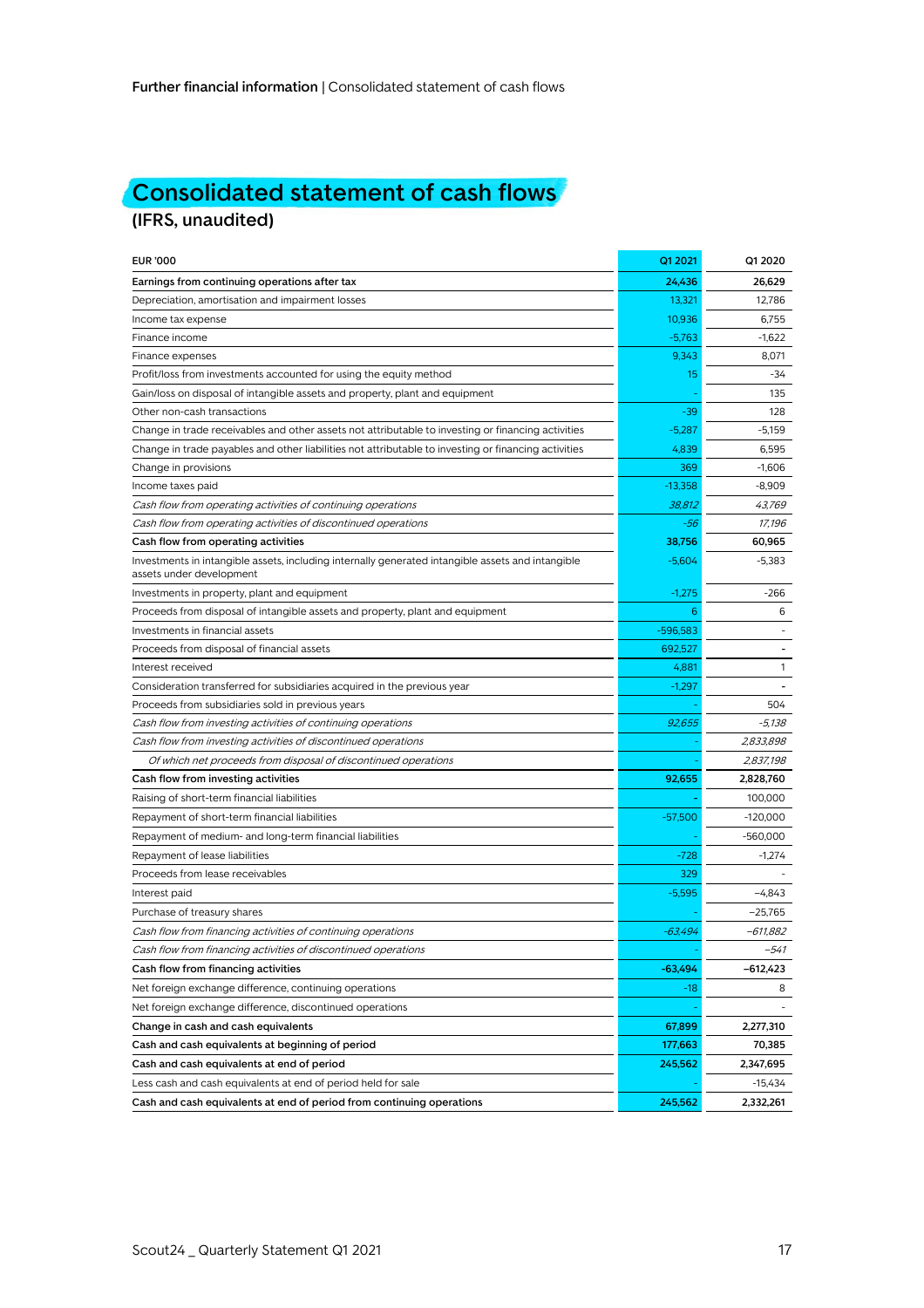# Consolidated statement of cash flows

## (IFRS, unaudited)

| EUR '000 | Q1 2021 | Q1 2020 |
|---|---|---|
| **Earnings from continuing operations after tax** | **24,436** | **26,629** |
| Depreciation, amortisation and impairment losses | 13,321 | 12,786 |
| Income tax expense | 10,936 | 6,755 |
| Finance income | -5,763 | -1,622 |
| Finance expenses | 9,343 | 8,071 |
| Profit/loss from investments accounted for using the equity method | 15 | -34 |
| Gain/loss on disposal of intangible assets and property, plant and equipment | - | 135 |
| Other non-cash transactions | -39 | 128 |
| Change in trade receivables and other assets not attributable to investing or financing activities | -5,287 | -5,159 |
| Change in trade payables and other liabilities not attributable to investing or financing activities | 4,839 | 6,595 |
| Change in provisions | 369 | -1,606 |
| Income taxes paid | -13,358 | -8,909 |
| *Cash flow from operating activities of continuing operations* | *38,812* | *43,769* |
| *Cash flow from operating activities of discontinued operations* | *-56* | *17,196* |
| **Cash flow from operating activities** | **38,756** | **60,965** |
| Investments in intangible assets, including internally generated intangible assets and intangible assets under development | -5,604 | -5,383 |
| Investments in property, plant and equipment | -1,275 | -266 |
| Proceeds from disposal of intangible assets and property, plant and equipment | 6 | 6 |
| Investments in financial assets | -596,583 | - |
| Proceeds from disposal of financial assets | 692,527 | - |
| Interest received | 4,881 | 1 |
| Consideration transferred for subsidiaries acquired in the previous year | -1,297 | - |
| Proceeds from subsidiaries sold in previous years | - | 504 |
| *Cash flow from investing activities of continuing operations* | *92,655* | *-5,138* |
| *Cash flow from investing activities of discontinued operations* | *-* | *2,833,898* |
| *Of which net proceeds from disposal of discontinued operations* | *-* | *2,837,198* |
| **Cash flow from investing activities** | **92,655** | **2,828,760** |
| Raising of short-term financial liabilities | - | 100,000 |
| Repayment of short-term financial liabilities | -57,500 | -120,000 |
| Repayment of medium- and long-term financial liabilities | - | -560,000 |
| Repayment of lease liabilities | -728 | -1,274 |
| Proceeds from lease receivables | 329 | - |
| Interest paid | -5,595 | -4,843 |
| Purchase of treasury shares | - | -25,765 |
| *Cash flow from financing activities of continuing operations* | *-63,494* | *-611,882* |
| *Cash flow from financing activities of discontinued operations* | *-* | *-541* |
| **Cash flow from financing activities** | **-63,494** | **-612,423** |
| Net foreign exchange difference, continuing operations | -18 | 8 |
| Net foreign exchange difference, discontinued operations | - | - |
| **Change in cash and cash equivalents** | **67,899** | **2,277,310** |
| **Cash and cash equivalents at beginning of period** | **177,663** | **70,385** |
| **Cash and cash equivalents at end of period** | **245,562** | **2,347,695** |
| Less cash and cash equivalents at end of period held for sale | - | -15,434 |
| **Cash and cash equivalents at end of period from continuing operations** | **245,562** | **2,332,261** |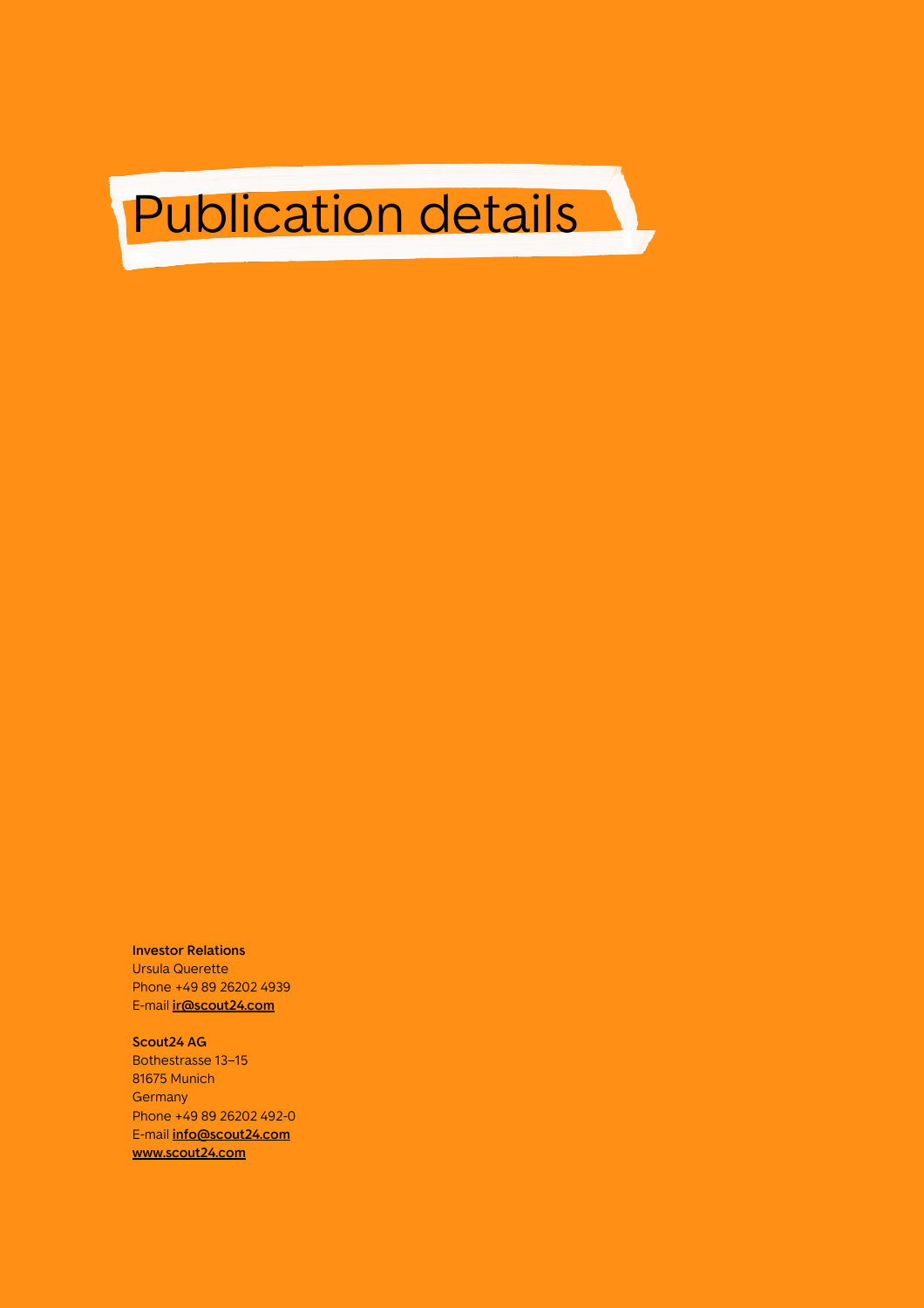# Publication details

**Investor Relations**
Ursula Querette
Phone +49 89 26202 4939
E-mail **ir@scout24.com**

**Scout24 AG**
Bothestrasse 13–15
81675 Munich
Germany
Phone +49 89 26202 492-0
E-mail **info@scout24.com**
**www.scout24.com**